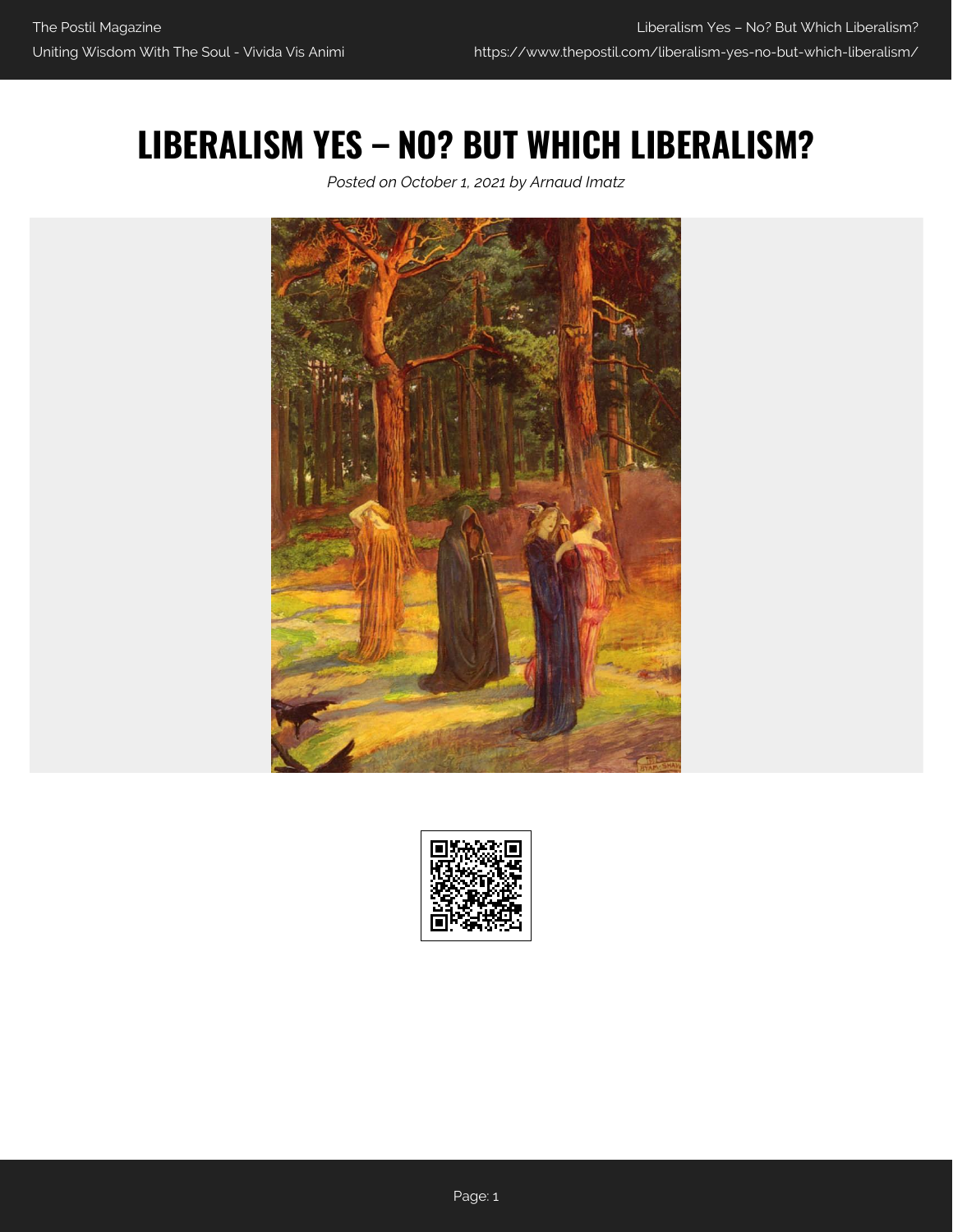# LIBERALISM YES – NO? BUT WHICH LIBERALISM?

*Posted on October 1, 2021 by Arnaud Imatz*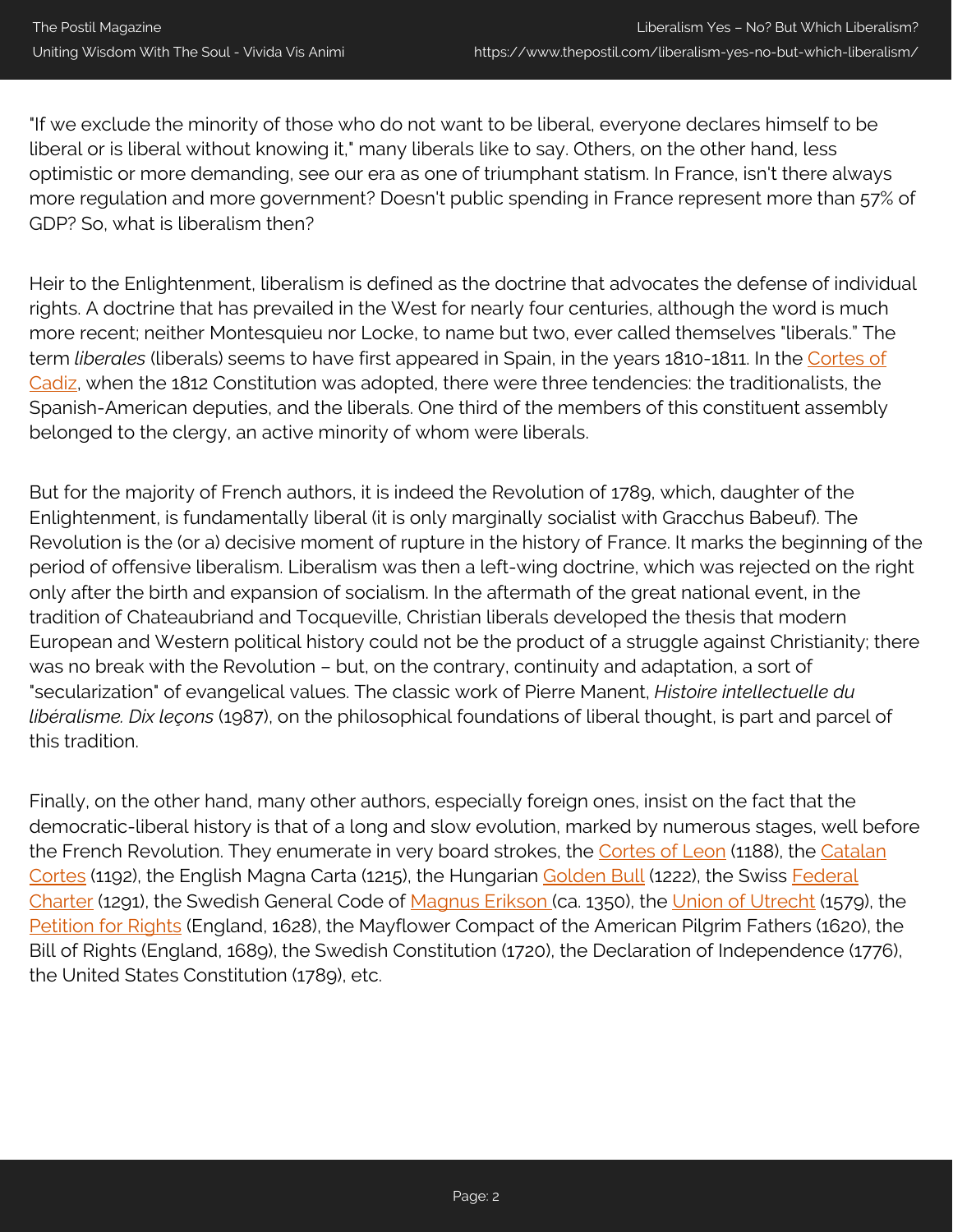"If we exclude the minority of those who do not want to be liberal, everyone declares himself to be liberal or is liberal without knowing it," many liberals like to say. Others, on the other hand, less optimistic or more demanding, see our era as one of triumphant statism. In France, isn't there always more regulation and more government? Doesn't public spending in France represent more than 57% of GDP? So, what is liberalism then?

Heir to the Enlightenment, liberalism is defined as the doctrine that advocates the defense of individual rights. A doctrine that has prevailed in the West for nearly four centuries, although the word is much more recent; neither Montesquieu nor Locke, to name but two, ever called themselves "liberals." The term *liberales* (liberals) seems to have first appeared in Spain, in the years 1810-1811. In the Cortes of Cadiz, when the 1812 Constitution was adopted, there were three tendencies: the traditionalists, the Spanish-American deputies, and the liberals. One third of the members of this constituent assembly belonged to the clergy, an active minority of whom were liberals.

But for the majority of French authors, it is indeed the Revolution of 1789, which, daughter of the Enlightenment, is fundamentally liberal (it is only marginally socialist with Gracchus Babeuf). The Revolution is the (or a) decisive moment of rupture in the history of France. It marks the beginning of the period of offensive liberalism. Liberalism was then a left-wing doctrine, which was rejected on the right only after the birth and expansion of socialism. In the aftermath of the great national event, in the tradition of Chateaubriand and Tocqueville, Christian liberals developed the thesis that modern European and Western political history could not be the product of a struggle against Christianity; there was no break with the Revolution – but, on the contrary, continuity and adaptation, a sort of "secularization" of evangelical values. The classic work of Pierre Manent, *Histoire intellectuelle du libéralisme. Dix leçons* (1987), on the philosophical foundations of liberal thought, is part and parcel of this tradition.

Finally, on the other hand, many other authors, especially foreign ones, insist on the fact that the democratic-liberal history is that of a long and slow evolution, marked by numerous stages, well before the French Revolution. They enumerate in very board strokes, the Cortes of Leon (1188), the Catalan Cortes (1192), the English Magna Carta (1215), the Hungarian Golden Bull (1222), the Swiss Federal Charter (1291), the Swedish General Code of Magnus Erikson (ca. 1350), the Union of Utrecht (1579), the Petition for Rights (England, 1628), the Mayflower Compact of the American Pilgrim Fathers (1620), the Bill of Rights (England, 1689), the Swedish Constitution (1720), the Declaration of Independence (1776), the United States Constitution (1789), etc.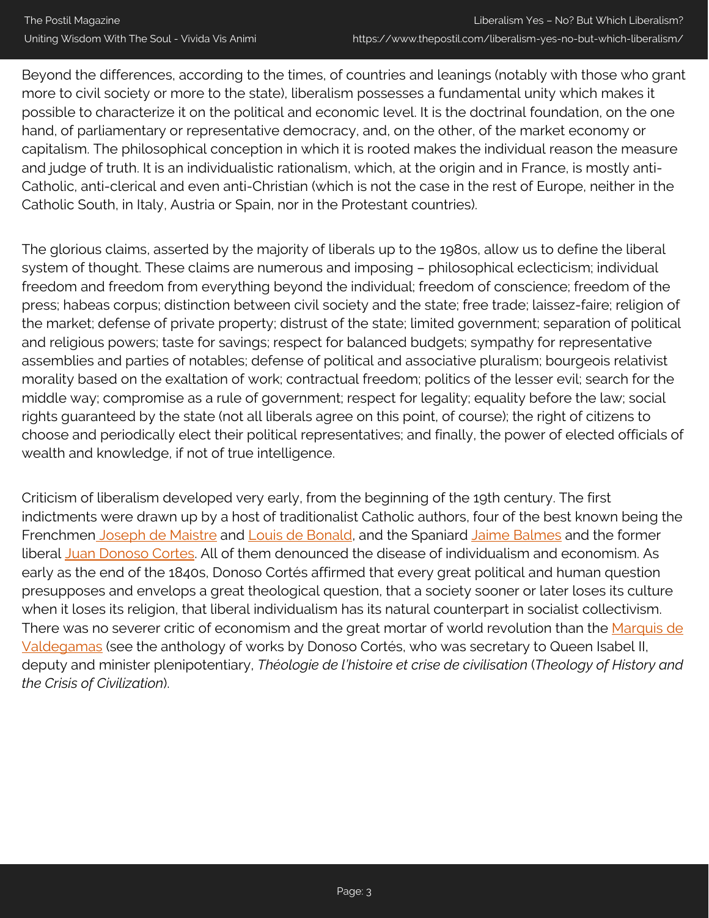Beyond the differences, according to the times, of countries and leanings (notably with those who grant more to civil society or more to the state), liberalism possesses a fundamental unity which makes it possible to characterize it on the political and economic level. It is the doctrinal foundation, on the one hand, of parliamentary or representative democracy, and, on the other, of the market economy or capitalism. The philosophical conception in which it is rooted makes the individual reason the measure and judge of truth. It is an individualistic rationalism, which, at the origin and in France, is mostly anti-Catholic, anti-clerical and even anti-Christian (which is not the case in the rest of Europe, neither in the Catholic South, in Italy, Austria or Spain, nor in the Protestant countries).

The glorious claims, asserted by the majority of liberals up to the 1980s, allow us to define the liberal system of thought. These claims are numerous and imposing – philosophical eclecticism; individual freedom and freedom from everything beyond the individual; freedom of conscience; freedom of the press; habeas corpus; distinction between civil society and the state; free trade; laissez-faire; religion of the market; defense of private property; distrust of the state; limited government; separation of political and religious powers; taste for savings; respect for balanced budgets; sympathy for representative assemblies and parties of notables; defense of political and associative pluralism; bourgeois relativist morality based on the exaltation of work; contractual freedom; politics of the lesser evil; search for the middle way; compromise as a rule of government; respect for legality; equality before the law; social rights guaranteed by the state (not all liberals agree on this point, of course); the right of citizens to choose and periodically elect their political representatives; and finally, the power of elected officials of wealth and knowledge, if not of true intelligence.

Criticism of liberalism developed very early, from the beginning of the 19th century. The first indictments were drawn up by a host of traditionalist Catholic authors, four of the best known being the Frenchmen Joseph de Maistre and Louis de Bonald, and the Spaniard Jaime Balmes and the former liberal Juan Donoso Cortes. All of them denounced the disease of individualism and economism. As early as the end of the 1840s, Donoso Cortés affirmed that every great political and human question presupposes and envelops a great theological question, that a society sooner or later loses its culture when it loses its religion, that liberal individualism has its natural counterpart in socialist collectivism. There was no severer critic of economism and the great mortar of world revolution than the Marquis de Valdegamas (see the anthology of works by Donoso Cortés, who was secretary to Queen Isabel II, deputy and minister plenipotentiary, *Théologie de l'histoire et crise de civilisation* (*Theology of History and the Crisis of Civilization*).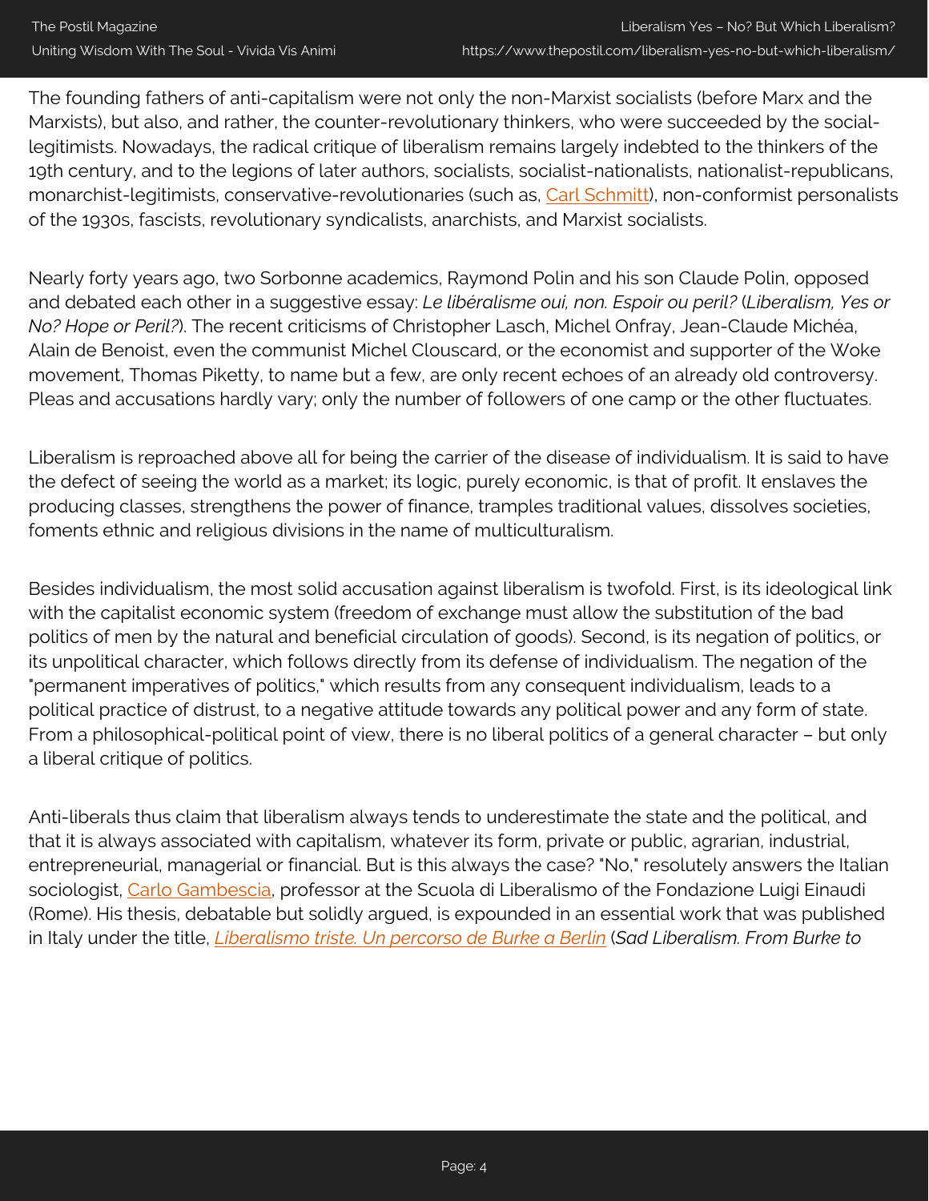The founding fathers of anti-capitalism were not only the non-Marxist socialists (before Marx and the Marxists), but also, and rather, the counter-revolutionary thinkers, who were succeeded by the social-legitimists. Nowadays, the radical critique of liberalism remains largely indebted to the thinkers of the 19th century, and to the legions of later authors, socialists, socialist-nationalists, nationalist-republicans, monarchist-legitimists, conservative-revolutionaries (such as, [Carl Schmitt]), non-conformist personalists of the 1930s, fascists, revolutionary syndicalists, anarchists, and Marxist socialists.

Nearly forty years ago, two Sorbonne academics, Raymond Polin and his son Claude Polin, opposed and debated each other in a suggestive essay: *Le libéralisme oui, non. Espoir ou peril?* (*Liberalism, Yes or No? Hope or Peril?*). The recent criticisms of Christopher Lasch, Michel Onfray, Jean-Claude Michéa, Alain de Benoist, even the communist Michel Clouscard, or the economist and supporter of the Woke movement, Thomas Piketty, to name but a few, are only recent echoes of an already old controversy. Pleas and accusations hardly vary; only the number of followers of one camp or the other fluctuates.

Liberalism is reproached above all for being the carrier of the disease of individualism. It is said to have the defect of seeing the world as a market; its logic, purely economic, is that of profit. It enslaves the producing classes, strengthens the power of finance, tramples traditional values, dissolves societies, foments ethnic and religious divisions in the name of multiculturalism.

Besides individualism, the most solid accusation against liberalism is twofold. First, is its ideological link with the capitalist economic system (freedom of exchange must allow the substitution of the bad politics of men by the natural and beneficial circulation of goods). Second, is its negation of politics, or its unpolitical character, which follows directly from its defense of individualism. The negation of the "permanent imperatives of politics," which results from any consequent individualism, leads to a political practice of distrust, to a negative attitude towards any political power and any form of state. From a philosophical-political point of view, there is no liberal politics of a general character – but only a liberal critique of politics.

Anti-liberals thus claim that liberalism always tends to underestimate the state and the political, and that it is always associated with capitalism, whatever its form, private or public, agrarian, industrial, entrepreneurial, managerial or financial. But is this always the case? "No," resolutely answers the Italian sociologist, [Carlo Gambescia], professor at the Scuola di Liberalismo of the Fondazione Luigi Einaudi (Rome). His thesis, debatable but solidly argued, is expounded in an essential work that was published in Italy under the title, *[Liberalismo triste. Un percorso de Burke a Berlin]* (*Sad Liberalism. From Burke to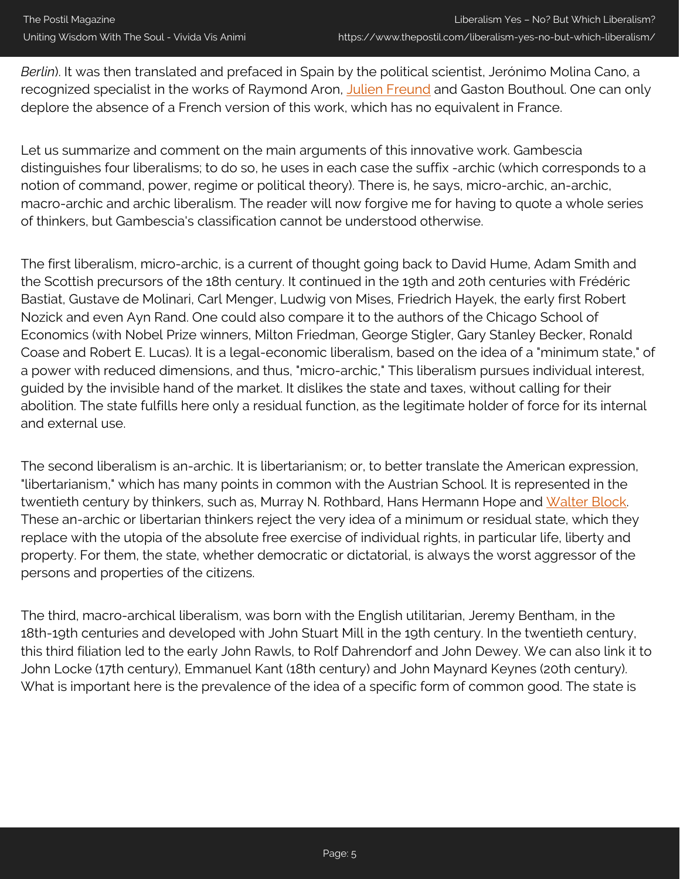*Berlin*). It was then translated and prefaced in Spain by the political scientist, Jerónimo Molina Cano, a recognized specialist in the works of Raymond Aron, Julien Freund and Gaston Bouthoul. One can only deplore the absence of a French version of this work, which has no equivalent in France.

Let us summarize and comment on the main arguments of this innovative work. Gambescia distinguishes four liberalisms; to do so, he uses in each case the suffix -archic (which corresponds to a notion of command, power, regime or political theory). There is, he says, micro-archic, an-archic, macro-archic and archic liberalism. The reader will now forgive me for having to quote a whole series of thinkers, but Gambescia's classification cannot be understood otherwise.

The first liberalism, micro-archic, is a current of thought going back to David Hume, Adam Smith and the Scottish precursors of the 18th century. It continued in the 19th and 20th centuries with Frédéric Bastiat, Gustave de Molinari, Carl Menger, Ludwig von Mises, Friedrich Hayek, the early first Robert Nozick and even Ayn Rand. One could also compare it to the authors of the Chicago School of Economics (with Nobel Prize winners, Milton Friedman, George Stigler, Gary Stanley Becker, Ronald Coase and Robert E. Lucas). It is a legal-economic liberalism, based on the idea of a "minimum state," of a power with reduced dimensions, and thus, "micro-archic," This liberalism pursues individual interest, guided by the invisible hand of the market. It dislikes the state and taxes, without calling for their abolition. The state fulfills here only a residual function, as the legitimate holder of force for its internal and external use.

The second liberalism is an-archic. It is libertarianism; or, to better translate the American expression, "libertarianism," which has many points in common with the Austrian School. It is represented in the twentieth century by thinkers, such as, Murray N. Rothbard, Hans Hermann Hope and Walter Block. These an-archic or libertarian thinkers reject the very idea of a minimum or residual state, which they replace with the utopia of the absolute free exercise of individual rights, in particular life, liberty and property. For them, the state, whether democratic or dictatorial, is always the worst aggressor of the persons and properties of the citizens.

The third, macro-archical liberalism, was born with the English utilitarian, Jeremy Bentham, in the 18th-19th centuries and developed with John Stuart Mill in the 19th century. In the twentieth century, this third filiation led to the early John Rawls, to Rolf Dahrendorf and John Dewey. We can also link it to John Locke (17th century), Emmanuel Kant (18th century) and John Maynard Keynes (20th century). What is important here is the prevalence of the idea of a specific form of common good. The state is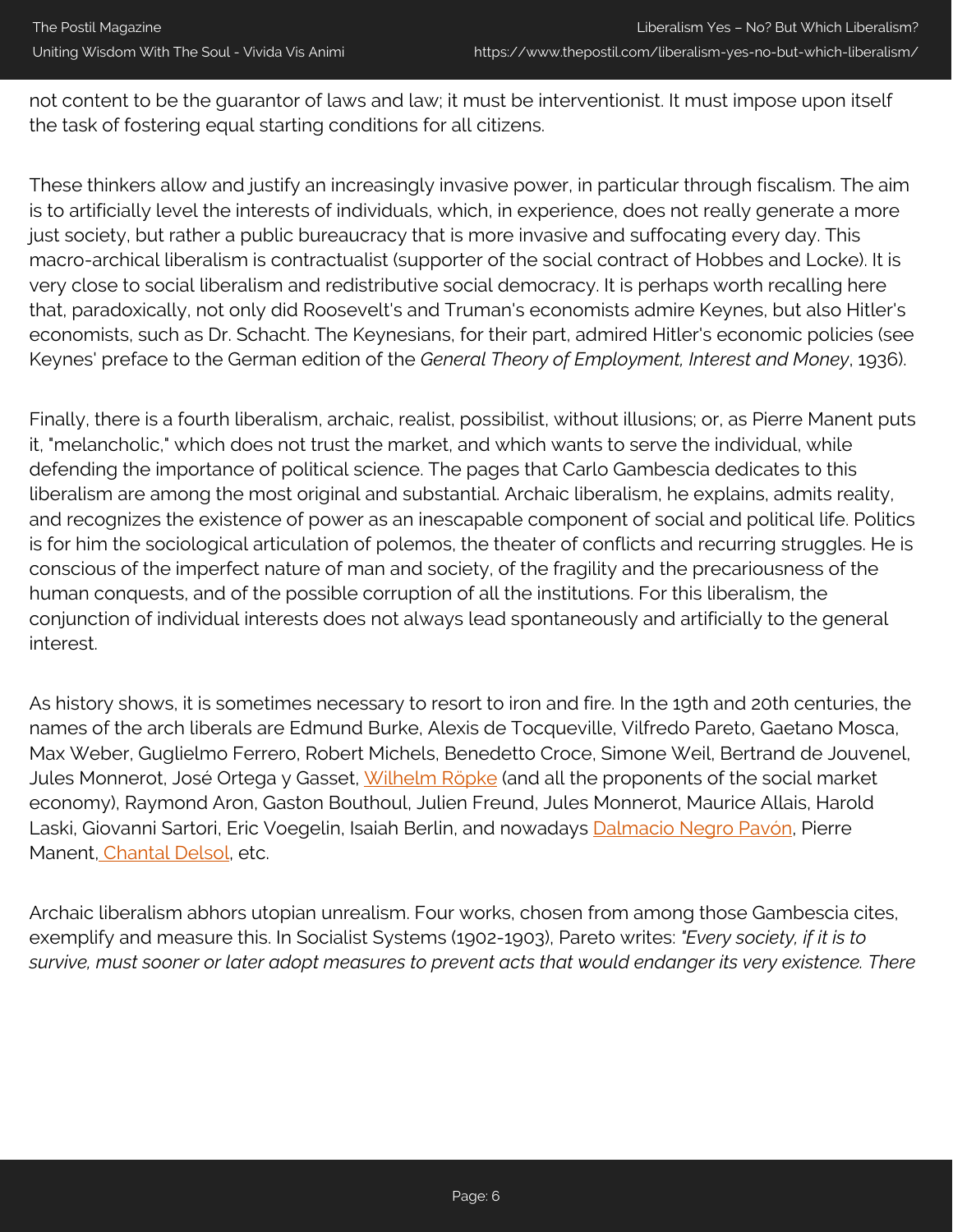not content to be the guarantor of laws and law; it must be interventionist. It must impose upon itself the task of fostering equal starting conditions for all citizens.

These thinkers allow and justify an increasingly invasive power, in particular through fiscalism. The aim is to artificially level the interests of individuals, which, in experience, does not really generate a more just society, but rather a public bureaucracy that is more invasive and suffocating every day. This macro-archical liberalism is contractualist (supporter of the social contract of Hobbes and Locke). It is very close to social liberalism and redistributive social democracy. It is perhaps worth recalling here that, paradoxically, not only did Roosevelt's and Truman's economists admire Keynes, but also Hitler's economists, such as Dr. Schacht. The Keynesians, for their part, admired Hitler's economic policies (see Keynes' preface to the German edition of the *General Theory of Employment, Interest and Money*, 1936).

Finally, there is a fourth liberalism, archaic, realist, possibilist, without illusions; or, as Pierre Manent puts it, "melancholic," which does not trust the market, and which wants to serve the individual, while defending the importance of political science. The pages that Carlo Gambescia dedicates to this liberalism are among the most original and substantial. Archaic liberalism, he explains, admits reality, and recognizes the existence of power as an inescapable component of social and political life. Politics is for him the sociological articulation of polemos, the theater of conflicts and recurring struggles. He is conscious of the imperfect nature of man and society, of the fragility and the precariousness of the human conquests, and of the possible corruption of all the institutions. For this liberalism, the conjunction of individual interests does not always lead spontaneously and artificially to the general interest.

As history shows, it is sometimes necessary to resort to iron and fire. In the 19th and 20th centuries, the names of the arch liberals are Edmund Burke, Alexis de Tocqueville, Vilfredo Pareto, Gaetano Mosca, Max Weber, Guglielmo Ferrero, Robert Michels, Benedetto Croce, Simone Weil, Bertrand de Jouvenel, Jules Monnerot, José Ortega y Gasset, Wilhelm Röpke (and all the proponents of the social market economy), Raymond Aron, Gaston Bouthoul, Julien Freund, Jules Monnerot, Maurice Allais, Harold Laski, Giovanni Sartori, Eric Voegelin, Isaiah Berlin, and nowadays Dalmacio Negro Pavón, Pierre Manent, Chantal Delsol, etc.

Archaic liberalism abhors utopian unrealism. Four works, chosen from among those Gambescia cites, exemplify and measure this. In Socialist Systems (1902-1903), Pareto writes: *"Every society, if it is to survive, must sooner or later adopt measures to prevent acts that would endanger its very existence. There*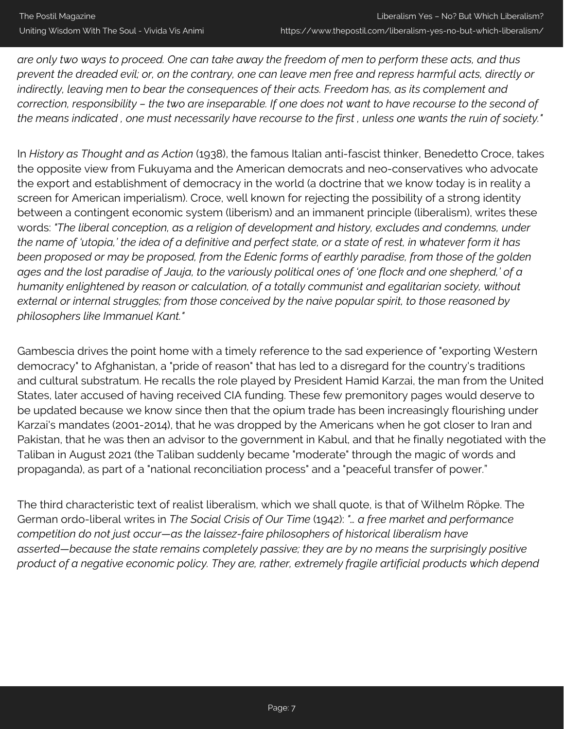*are only two ways to proceed. One can take away the freedom of men to perform these acts, and thus prevent the dreaded evil; or, on the contrary, one can leave men free and repress harmful acts, directly or indirectly, leaving men to bear the consequences of their acts. Freedom has, as its complement and correction, responsibility – the two are inseparable. If one does not want to have recourse to the second of the means indicated , one must necessarily have recourse to the first , unless one wants the ruin of society."*

In *History as Thought and as Action* (1938), the famous Italian anti-fascist thinker, Benedetto Croce, takes the opposite view from Fukuyama and the American democrats and neo-conservatives who advocate the export and establishment of democracy in the world (a doctrine that we know today is in reality a screen for American imperialism). Croce, well known for rejecting the possibility of a strong identity between a contingent economic system (liberism) and an immanent principle (liberalism), writes these words: *"The liberal conception, as a religion of development and history, excludes and condemns, under the name of 'utopia,' the idea of a definitive and perfect state, or a state of rest, in whatever form it has been proposed or may be proposed, from the Edenic forms of earthly paradise, from those of the golden ages and the lost paradise of Jauja, to the variously political ones of 'one flock and one shepherd,' of a humanity enlightened by reason or calculation, of a totally communist and egalitarian society, without external or internal struggles; from those conceived by the naive popular spirit, to those reasoned by philosophers like Immanuel Kant."*

Gambescia drives the point home with a timely reference to the sad experience of "exporting Western democracy" to Afghanistan, a "pride of reason" that has led to a disregard for the country's traditions and cultural substratum. He recalls the role played by President Hamid Karzai, the man from the United States, later accused of having received CIA funding. These few premonitory pages would deserve to be updated because we know since then that the opium trade has been increasingly flourishing under Karzai's mandates (2001-2014), that he was dropped by the Americans when he got closer to Iran and Pakistan, that he was then an advisor to the government in Kabul, and that he finally negotiated with the Taliban in August 2021 (the Taliban suddenly became "moderate" through the magic of words and propaganda), as part of a "national reconciliation process" and a "peaceful transfer of power."

The third characteristic text of realist liberalism, which we shall quote, is that of Wilhelm Röpke. The German ordo-liberal writes in *The Social Crisis of Our Time* (1942): *"… a free market and performance competition do not just occur—as the laissez-faire philosophers of historical liberalism have asserted—because the state remains completely passive; they are by no means the surprisingly positive product of a negative economic policy. They are, rather, extremely fragile artificial products which depend*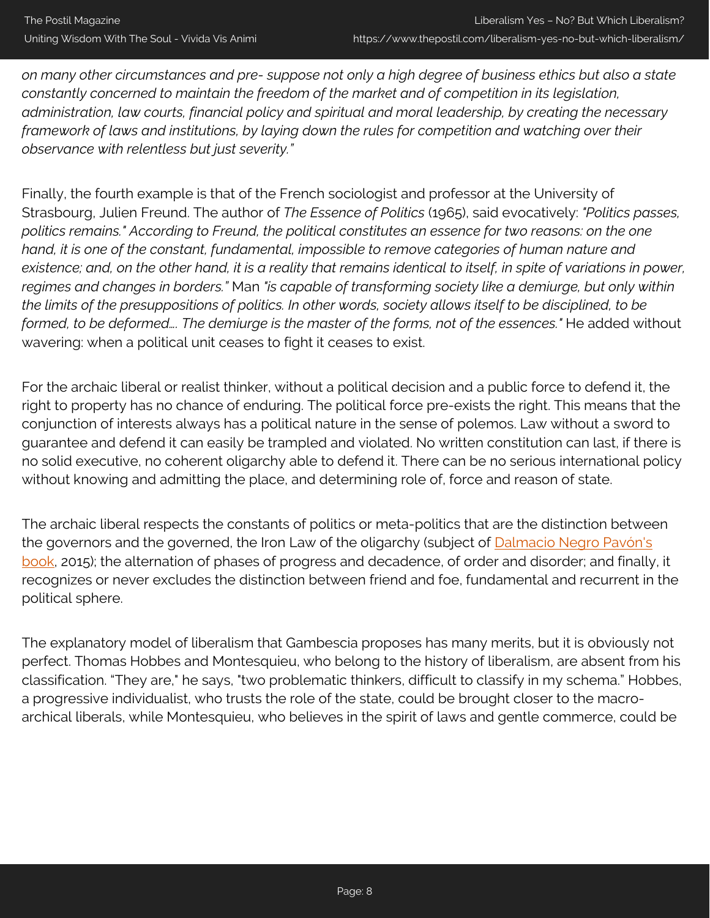*on many other circumstances and pre- suppose not only a high degree of business ethics but also a state constantly concerned to maintain the freedom of the market and of competition in its legislation, administration, law courts, financial policy and spiritual and moral leadership, by creating the necessary framework of laws and institutions, by laying down the rules for competition and watching over their observance with relentless but just severity."*

Finally, the fourth example is that of the French sociologist and professor at the University of Strasbourg, Julien Freund. The author of *The Essence of Politics* (1965), said evocatively: *"Politics passes, politics remains." According to Freund, the political constitutes an essence for two reasons: on the one hand, it is one of the constant, fundamental, impossible to remove categories of human nature and existence; and, on the other hand, it is a reality that remains identical to itself, in spite of variations in power, regimes and changes in borders."* Man *"is capable of transforming society like a demiurge, but only within the limits of the presuppositions of politics. In other words, society allows itself to be disciplined, to be formed, to be deformed…. The demiurge is the master of the forms, not of the essences."* He added without wavering: when a political unit ceases to fight it ceases to exist.

For the archaic liberal or realist thinker, without a political decision and a public force to defend it, the right to property has no chance of enduring. The political force pre-exists the right. This means that the conjunction of interests always has a political nature in the sense of polemos. Law without a sword to guarantee and defend it can easily be trampled and violated. No written constitution can last, if there is no solid executive, no coherent oligarchy able to defend it. There can be no serious international policy without knowing and admitting the place, and determining role of, force and reason of state.

The archaic liberal respects the constants of politics or meta-politics that are the distinction between the governors and the governed, the Iron Law of the oligarchy (subject of Dalmacio Negro Pavón's book, 2015); the alternation of phases of progress and decadence, of order and disorder; and finally, it recognizes or never excludes the distinction between friend and foe, fundamental and recurrent in the political sphere.

The explanatory model of liberalism that Gambescia proposes has many merits, but it is obviously not perfect. Thomas Hobbes and Montesquieu, who belong to the history of liberalism, are absent from his classification. "They are," he says, "two problematic thinkers, difficult to classify in my schema." Hobbes, a progressive individualist, who trusts the role of the state, could be brought closer to the macro-archical liberals, while Montesquieu, who believes in the spirit of laws and gentle commerce, could be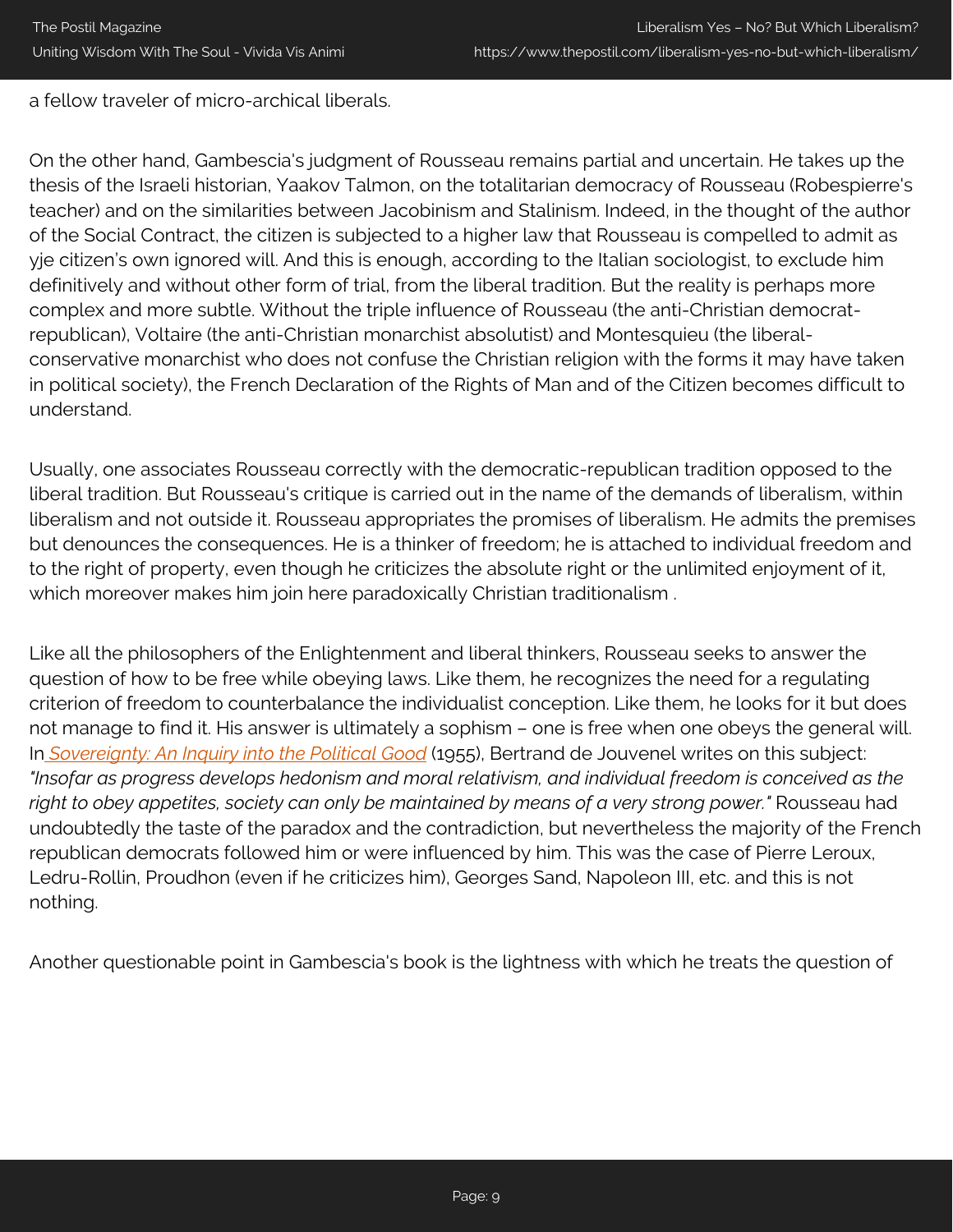a fellow traveler of micro-archical liberals.

On the other hand, Gambescia's judgment of Rousseau remains partial and uncertain. He takes up the thesis of the Israeli historian, Yaakov Talmon, on the totalitarian democracy of Rousseau (Robespierre's teacher) and on the similarities between Jacobinism and Stalinism. Indeed, in the thought of the author of the Social Contract, the citizen is subjected to a higher law that Rousseau is compelled to admit as yje citizen's own ignored will. And this is enough, according to the Italian sociologist, to exclude him definitively and without other form of trial, from the liberal tradition. But the reality is perhaps more complex and more subtle. Without the triple influence of Rousseau (the anti-Christian democrat-republican), Voltaire (the anti-Christian monarchist absolutist) and Montesquieu (the liberal-conservative monarchist who does not confuse the Christian religion with the forms it may have taken in political society), the French Declaration of the Rights of Man and of the Citizen becomes difficult to understand.

Usually, one associates Rousseau correctly with the democratic-republican tradition opposed to the liberal tradition. But Rousseau's critique is carried out in the name of the demands of liberalism, within liberalism and not outside it. Rousseau appropriates the promises of liberalism. He admits the premises but denounces the consequences. He is a thinker of freedom; he is attached to individual freedom and to the right of property, even though he criticizes the absolute right or the unlimited enjoyment of it, which moreover makes him join here paradoxically Christian traditionalism .

Like all the philosophers of the Enlightenment and liberal thinkers, Rousseau seeks to answer the question of how to be free while obeying laws. Like them, he recognizes the need for a regulating criterion of freedom to counterbalance the individualist conception. Like them, he looks for it but does not manage to find it. His answer is ultimately a sophism – one is free when one obeys the general will. In *Sovereignty: An Inquiry into the Political Good* (1955), Bertrand de Jouvenel writes on this subject: *"Insofar as progress develops hedonism and moral relativism, and individual freedom is conceived as the right to obey appetites, society can only be maintained by means of a very strong power."* Rousseau had undoubtedly the taste of the paradox and the contradiction, but nevertheless the majority of the French republican democrats followed him or were influenced by him. This was the case of Pierre Leroux, Ledru-Rollin, Proudhon (even if he criticizes him), Georges Sand, Napoleon III, etc. and this is not nothing.

Another questionable point in Gambescia's book is the lightness with which he treats the question of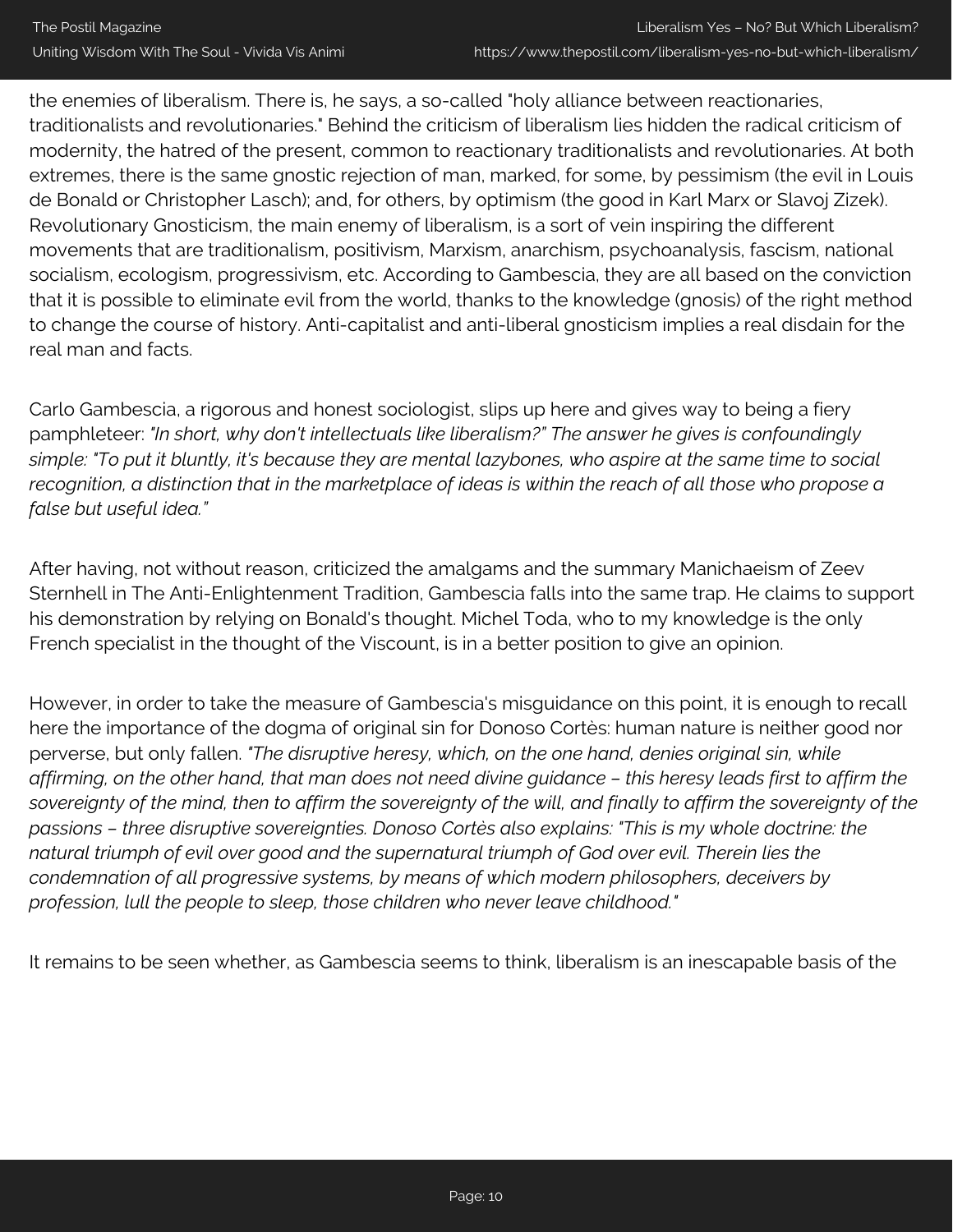the enemies of liberalism. There is, he says, a so-called "holy alliance between reactionaries, traditionalists and revolutionaries." Behind the criticism of liberalism lies hidden the radical criticism of modernity, the hatred of the present, common to reactionary traditionalists and revolutionaries. At both extremes, there is the same gnostic rejection of man, marked, for some, by pessimism (the evil in Louis de Bonald or Christopher Lasch); and, for others, by optimism (the good in Karl Marx or Slavoj Zizek). Revolutionary Gnosticism, the main enemy of liberalism, is a sort of vein inspiring the different movements that are traditionalism, positivism, Marxism, anarchism, psychoanalysis, fascism, national socialism, ecologism, progressivism, etc. According to Gambescia, they are all based on the conviction that it is possible to eliminate evil from the world, thanks to the knowledge (gnosis) of the right method to change the course of history. Anti-capitalist and anti-liberal gnosticism implies a real disdain for the real man and facts.

Carlo Gambescia, a rigorous and honest sociologist, slips up here and gives way to being a fiery pamphleteer: *"In short, why don't intellectuals like liberalism?" The answer he gives is confoundingly simple: "To put it bluntly, it's because they are mental lazybones, who aspire at the same time to social recognition, a distinction that in the marketplace of ideas is within the reach of all those who propose a false but useful idea."*

After having, not without reason, criticized the amalgams and the summary Manichaeism of Zeev Sternhell in The Anti-Enlightenment Tradition, Gambescia falls into the same trap. He claims to support his demonstration by relying on Bonald's thought. Michel Toda, who to my knowledge is the only French specialist in the thought of the Viscount, is in a better position to give an opinion.

However, in order to take the measure of Gambescia's misguidance on this point, it is enough to recall here the importance of the dogma of original sin for Donoso Cortès: human nature is neither good nor perverse, but only fallen. *"The disruptive heresy, which, on the one hand, denies original sin, while affirming, on the other hand, that man does not need divine guidance – this heresy leads first to affirm the sovereignty of the mind, then to affirm the sovereignty of the will, and finally to affirm the sovereignty of the passions – three disruptive sovereignties. Donoso Cortès also explains: "This is my whole doctrine: the natural triumph of evil over good and the supernatural triumph of God over evil. Therein lies the condemnation of all progressive systems, by means of which modern philosophers, deceivers by profession, lull the people to sleep, those children who never leave childhood."*

It remains to be seen whether, as Gambescia seems to think, liberalism is an inescapable basis of the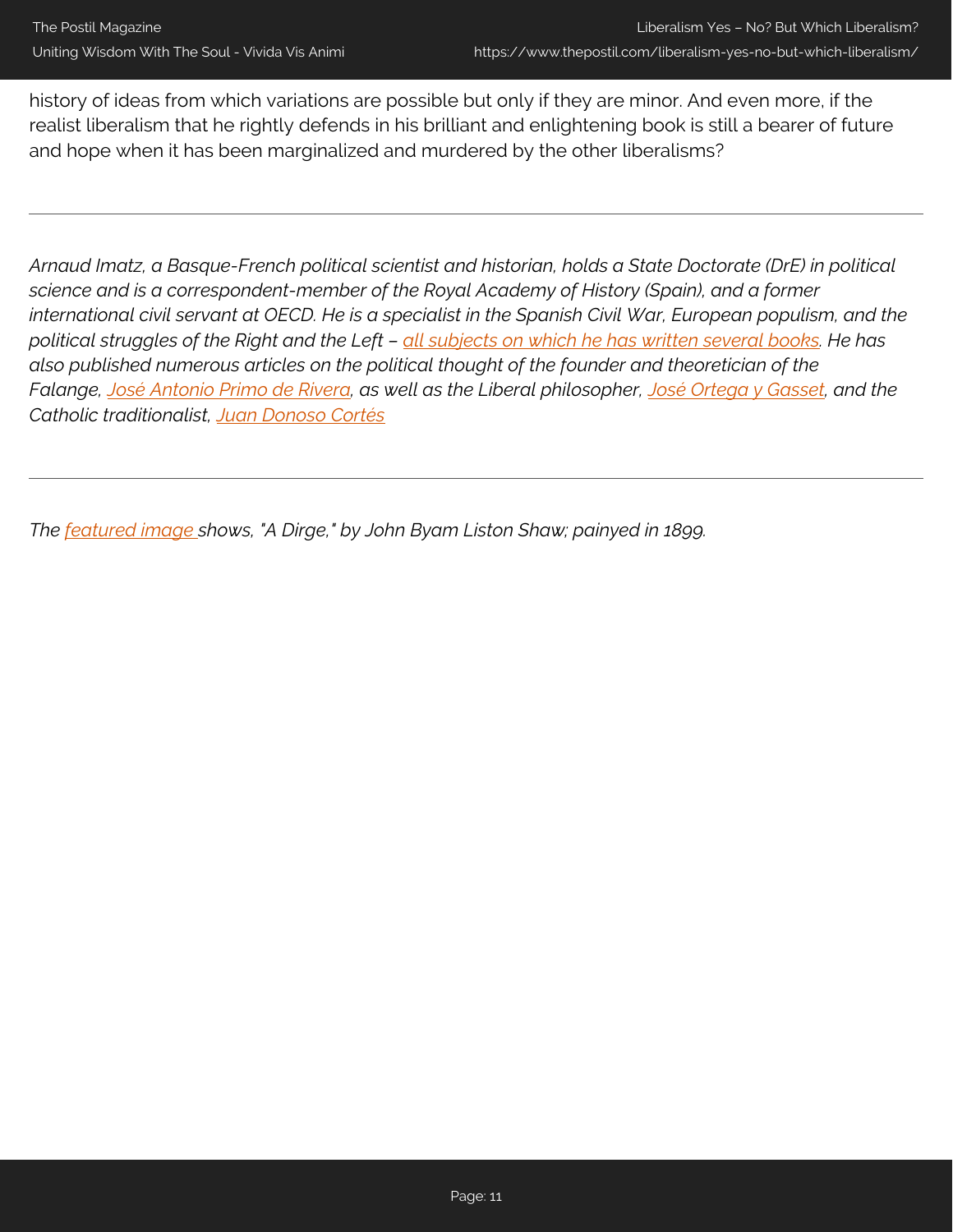history of ideas from which variations are possible but only if they are minor. And even more, if the realist liberalism that he rightly defends in his brilliant and enlightening book is still a bearer of future and hope when it has been marginalized and murdered by the other liberalisms?

---

*Arnaud Imatz, a Basque-French political scientist and historian, holds a State Doctorate (DrE) in political science and is a correspondent-member of the Royal Academy of History (Spain), and a former international civil servant at OECD. He is a specialist in the Spanish Civil War, European populism, and the political struggles of the Right and the Left – all subjects on which he has written several books. He has also published numerous articles on the political thought of the founder and theoretician of the Falange, José Antonio Primo de Rivera, as well as the Liberal philosopher, José Ortega y Gasset, and the Catholic traditionalist, Juan Donoso Cortés*

---

*The featured image shows, "A Dirge," by John Byam Liston Shaw; painyed in 1899.*